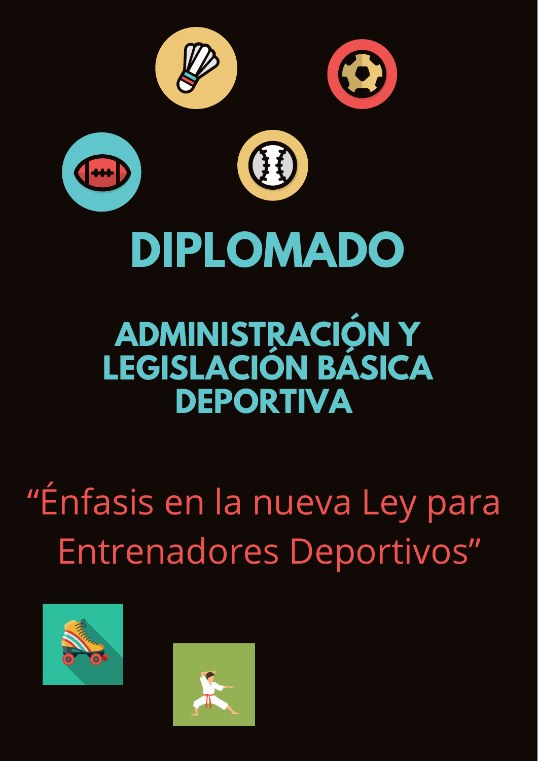# DIPLOMADO

## ADMINISTRACIÓN Y LEGISLACIÓN BÁSICA DEPORTIVA

“Énfasis en la nueva Ley para Entrenadores Deportivos”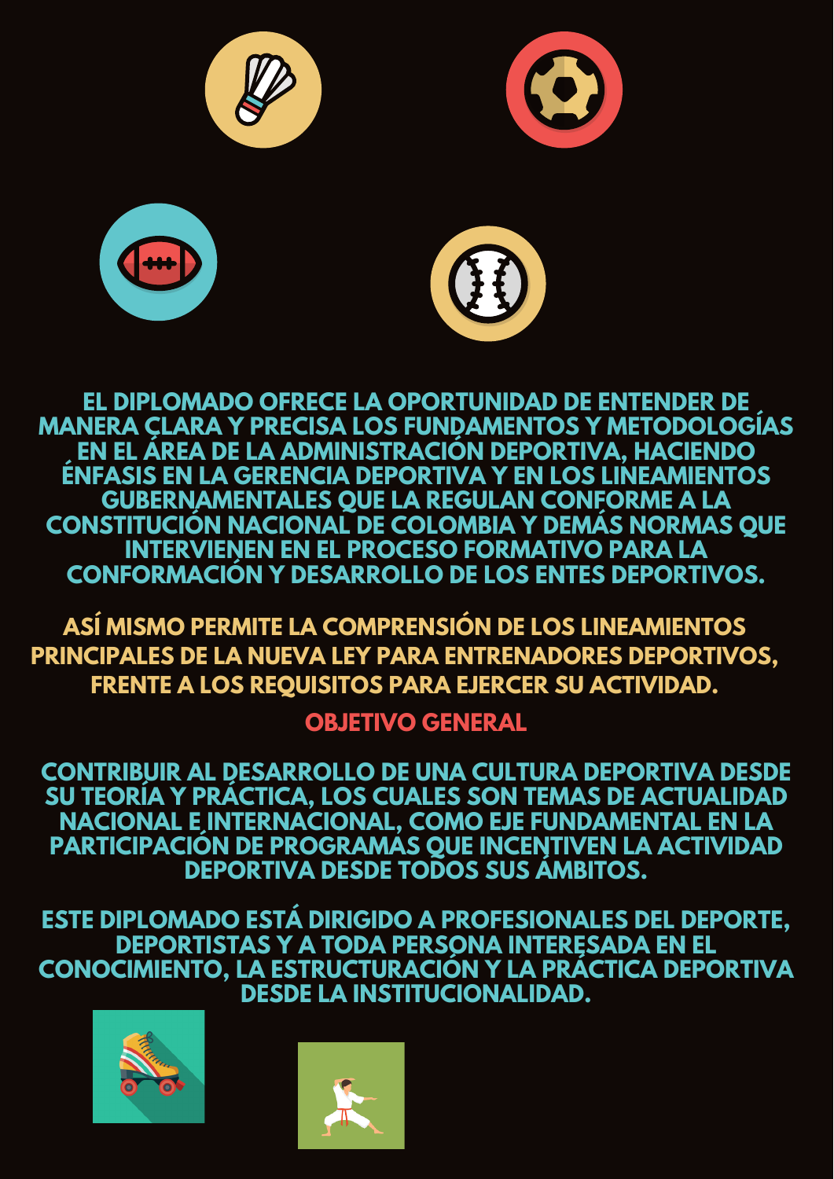EL DIPLOMADO OFRECE LA OPORTUNIDAD DE ENTENDER DE MANERA CLARA Y PRECISA LOS FUNDAMENTOS Y METODOLOGÍAS EN EL ÁREA DE LA ADMINISTRACIÓN DEPORTIVA, HACIENDO ÉNFASIS EN LA GERENCIA DEPORTIVA Y EN LOS LINEAMIENTOS GUBERNAMENTALES QUE LA REGULAN CONFORME A LA CONSTITUCIÓN NACIONAL DE COLOMBIA Y DEMÁS NORMAS QUE INTERVIENEN EN EL PROCESO FORMATIVO PARA LA CONFORMACIÓN Y DESARROLLO DE LOS ENTES DEPORTIVOS.

ASÍ MISMO PERMITE LA COMPRENSIÓN DE LOS LINEAMIENTOS PRINCIPALES DE LA NUEVA LEY PARA ENTRENADORES DEPORTIVOS, FRENTE A LOS REQUISITOS PARA EJERCER SU ACTIVIDAD.

## OBJETIVO GENERAL

CONTRIBUIR AL DESARROLLO DE UNA CULTURA DEPORTIVA DESDE SU TEORÍA Y PRÁCTICA, LOS CUALES SON TEMAS DE ACTUALIDAD NACIONAL E INTERNACIONAL, COMO EJE FUNDAMENTAL EN LA PARTICIPACIÓN DE PROGRAMAS QUE INCENTIVEN LA ACTIVIDAD DEPORTIVA DESDE TODOS SUS ÁMBITOS.

ESTE DIPLOMADO ESTÁ DIRIGIDO A PROFESIONALES DEL DEPORTE, DEPORTISTAS Y A TODA PERSONA INTERESADA EN EL CONOCIMIENTO, LA ESTRUCTURACIÓN Y LA PRÁCTICA DEPORTIVA DESDE LA INSTITUCIONALIDAD.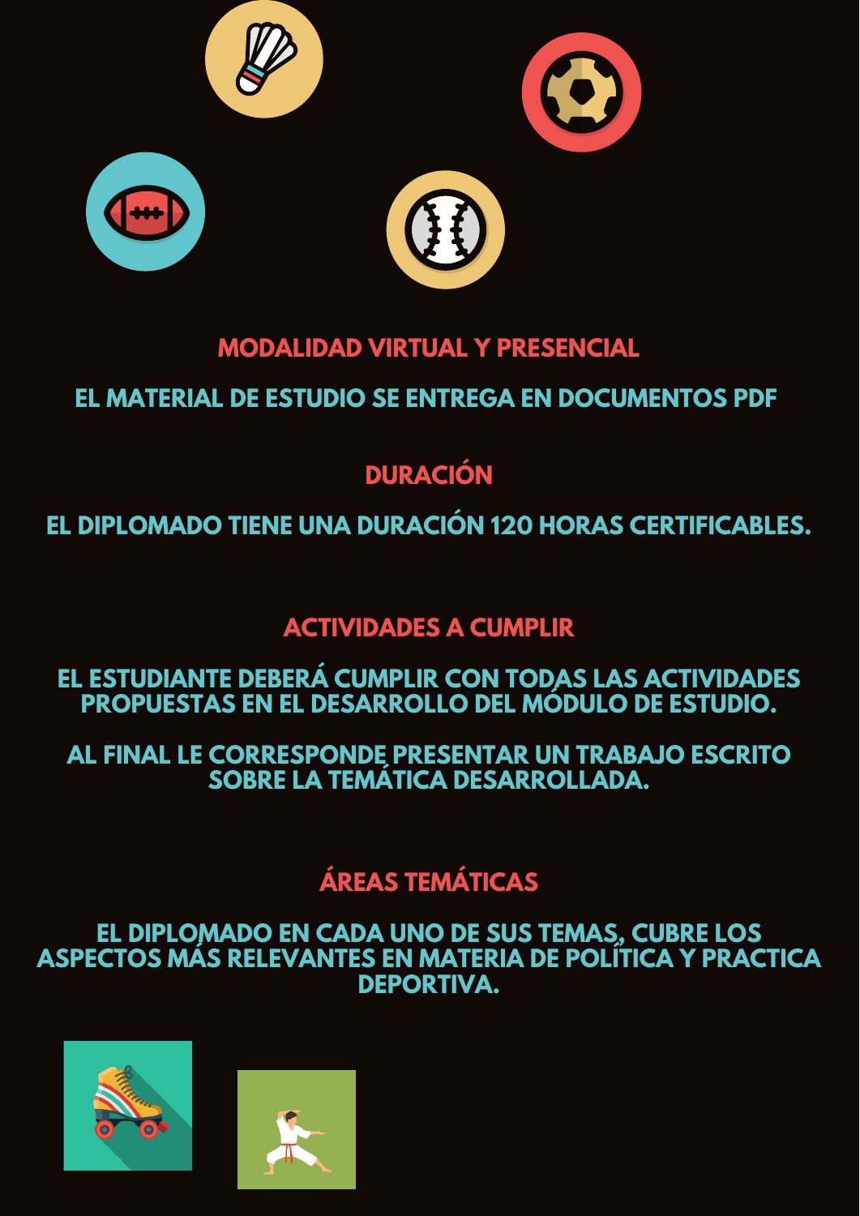## MODALIDAD VIRTUAL Y PRESENCIAL

EL MATERIAL DE ESTUDIO SE ENTREGA EN DOCUMENTOS PDF

## DURACIÓN

EL DIPLOMADO TIENE UNA DURACIÓN 120 HORAS CERTIFICABLES.

## ACTIVIDADES A CUMPLIR

EL ESTUDIANTE DEBERÁ CUMPLIR CON TODAS LAS ACTIVIDADES PROPUESTAS EN EL DESARROLLO DEL MÓDULO DE ESTUDIO.

AL FINAL LE CORRESPONDE PRESENTAR UN TRABAJO ESCRITO SOBRE LA TEMÁTICA DESARROLLADA.

## ÁREAS TEMÁTICAS

EL DIPLOMADO EN CADA UNO DE SUS TEMAS, CUBRE LOS ASPECTOS MÁS RELEVANTES EN MATERIA DE POLÍTICA Y PRACTICA DEPORTIVA.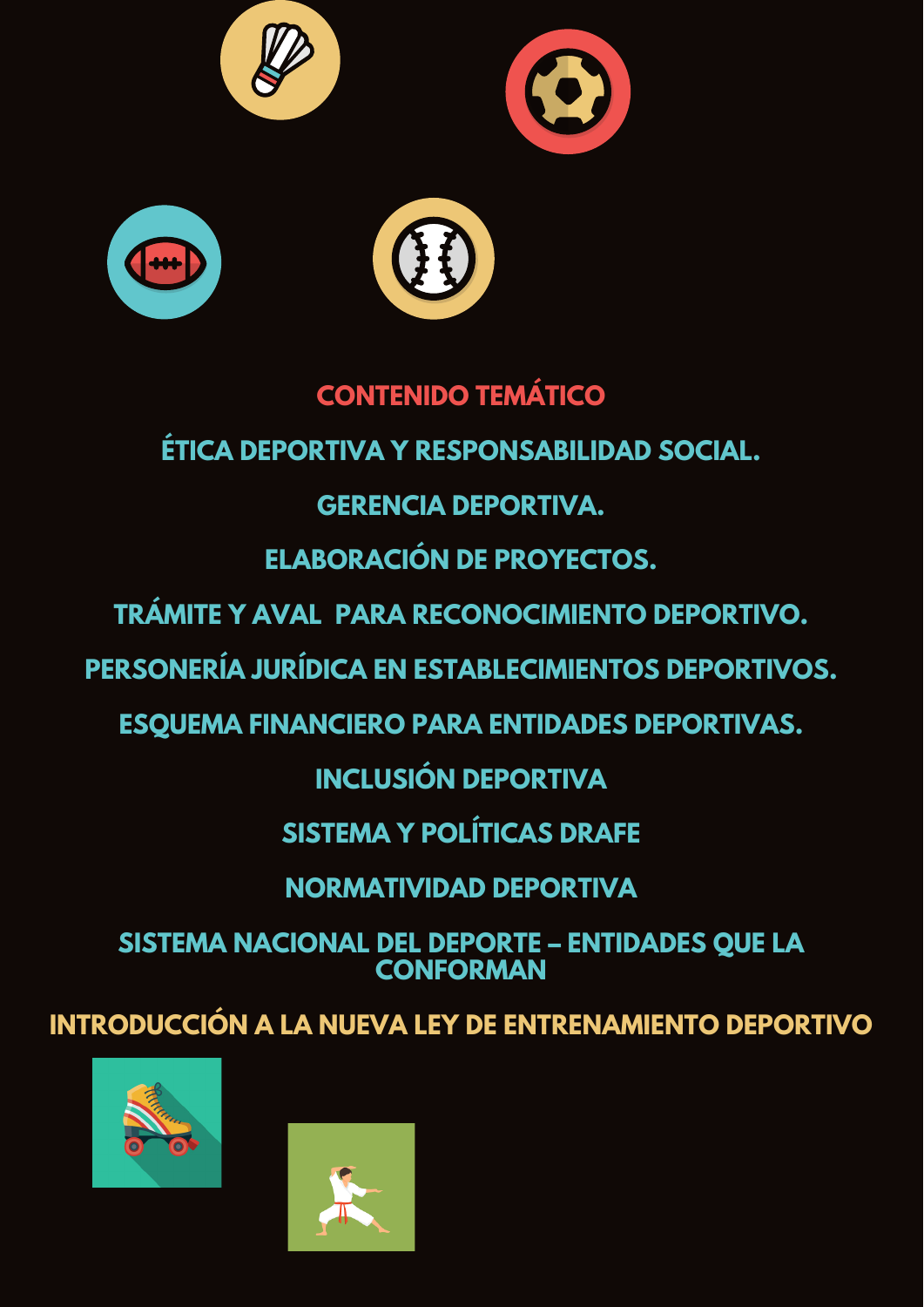## CONTENIDO TEMÁTICO

ÉTICA DEPORTIVA Y RESPONSABILIDAD SOCIAL.

GERENCIA DEPORTIVA.

ELABORACIÓN DE PROYECTOS.

TRÁMITE Y AVAL PARA RECONOCIMIENTO DEPORTIVO.

PERSONERÍA JURÍDICA EN ESTABLECIMIENTOS DEPORTIVOS.

ESQUEMA FINANCIERO PARA ENTIDADES DEPORTIVAS.

INCLUSIÓN DEPORTIVA

SISTEMA Y POLÍTICAS DRAFE

NORMATIVIDAD DEPORTIVA

SISTEMA NACIONAL DEL DEPORTE – ENTIDADES QUE LA CONFORMAN

INTRODUCCIÓN A LA NUEVA LEY DE ENTRENAMIENTO DEPORTIVO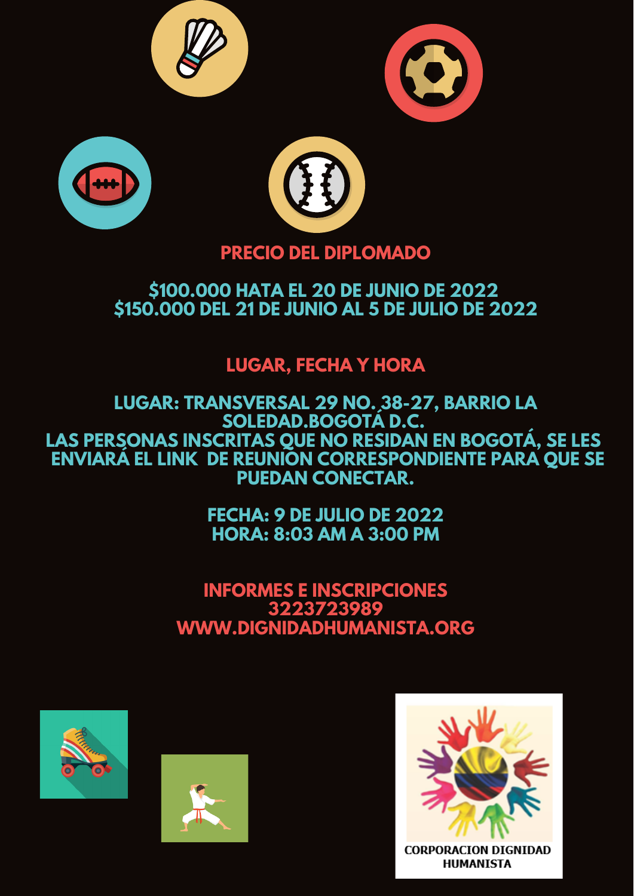## PRECIO DEL DIPLOMADO

**$100.000 HATA EL 20 DE JUNIO DE 2022**
**$150.000 DEL 21 DE JUNIO AL 5 DE JULIO DE 2022**

## LUGAR, FECHA Y HORA

**LUGAR: TRANSVERSAL 29 NO. 38-27, BARRIO LA SOLEDAD.BOGOTÁ D.C.**
**LAS PERSONAS INSCRITAS QUE NO RESIDAN EN BOGOTÁ, SE LES ENVIARÁ EL LINK DE REUNIÓN CORRESPONDIENTE PARA QUE SE PUEDAN CONECTAR.**

**FECHA: 9 DE JULIO DE 2022**
**HORA: 8:03 AM A 3:00 PM**

## INFORMES E INSCRIPCIONES

**3223723989**
**WWW.DIGNIDADHUMANISTA.ORG**

CORPORACION DIGNIDAD HUMANISTA